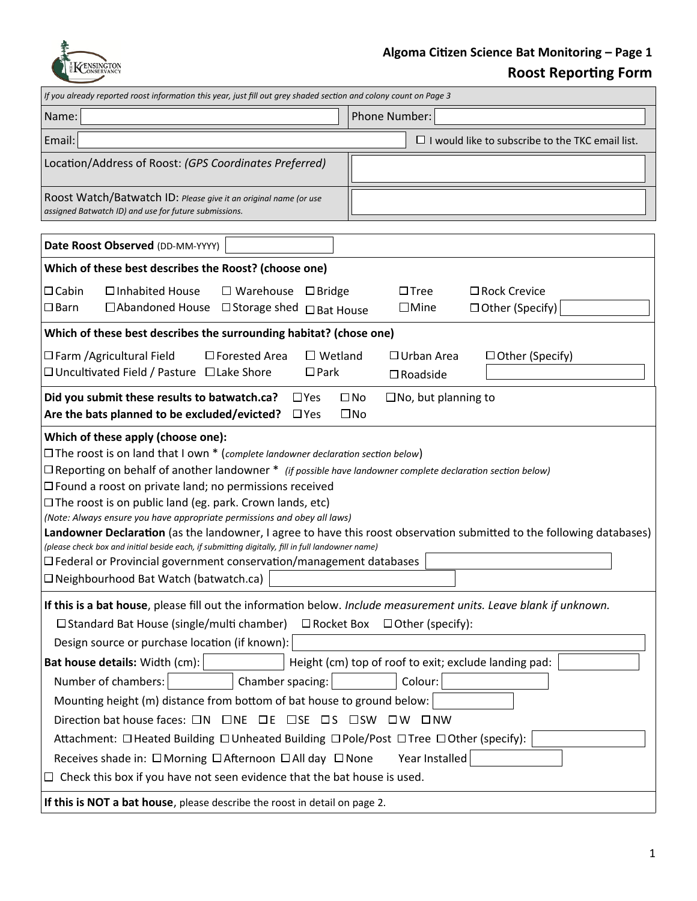# Algoma Citizen Science Bat Monitoring – Page 1

## Roost Reporting Form

*If you already reported roost information this year, just fill out grey shaded section and colony count on Page 3*

Name: ______ Phone Number: ______

Email: ______ ☐ I would like to subscribe to the TKC email list.

Location/Address of Roost: *(GPS Coordinates Preferred)* ______

Roost Watch/Batwatch ID: *Please give it an original name (or use assigned Batwatch ID) and use for future submissions.* ______

**Date Roost Observed** (DD-MM-YYYY) ______

**Which of these best describes the Roost? (choose one)**

☐ Cabin ☐ Inhabited House ☐ Warehouse ☐ Bridge ☐ Tree ☐ Rock Crevice
☐ Barn ☐ Abandoned House ☐ Storage shed ☐ Bat House ☐ Mine ☐ Other (Specify) ______

**Which of these best describes the surrounding habitat? (chose one)**

☐ Farm /Agricultural Field ☐ Forested Area ☐ Wetland ☐ Urban Area ☐ Other (Specify)
☐ Uncultivated Field / Pasture ☐ Lake Shore ☐ Park ☐ Roadside ______

**Did you submit these results to batwatch.ca?** ☐ Yes ☐ No ☐ No, but planning to
**Are the bats planned to be excluded/evicted?** ☐ Yes ☐ No

**Which of these apply (choose one):**

☐ The roost is on land that I own * (*complete landowner declaration section below*)
☐ Reporting on behalf of another landowner * *(if possible have landowner complete declaration section below)*
☐ Found a roost on private land; no permissions received
☐ The roost is on public land (eg. park. Crown lands, etc)
*(Note: Always ensure you have appropriate permissions and obey all laws)*

**Landowner Declaration** (as the landowner, I agree to have this roost observation submitted to the following databases)
*(please check box and initial beside each, if submitting digitally, fill in full landowner name)*

☐ Federal or Provincial government conservation/management databases ______
☐ Neighbourhood Bat Watch (batwatch.ca) ______

**If this is a bat house**, please fill out the information below. *Include measurement units. Leave blank if unknown.*

☐ Standard Bat House (single/multi chamber) ☐ Rocket Box ☐ Other (specify):

Design source or purchase location (if known): ______

**Bat house details:** Width (cm): ______ Height (cm) top of roof to exit; exclude landing pad: ______

Number of chambers: ______ Chamber spacing: ______ Colour: ______

Mounting height (m) distance from bottom of bat house to ground below: ______

Direction bat house faces: ☐ N ☐ NE ☐ E ☐ SE ☐ S ☐ SW ☐ W ☐ NW

Attachment: ☐ Heated Building ☐ Unheated Building ☐ Pole/Post ☐ Tree ☐ Other (specify): ______

Receives shade in: ☐ Morning ☐ Afternoon ☐ All day ☐ None Year Installed ______

☐ Check this box if you have not seen evidence that the bat house is used.

**If this is NOT a bat house**, please describe the roost in detail on page 2.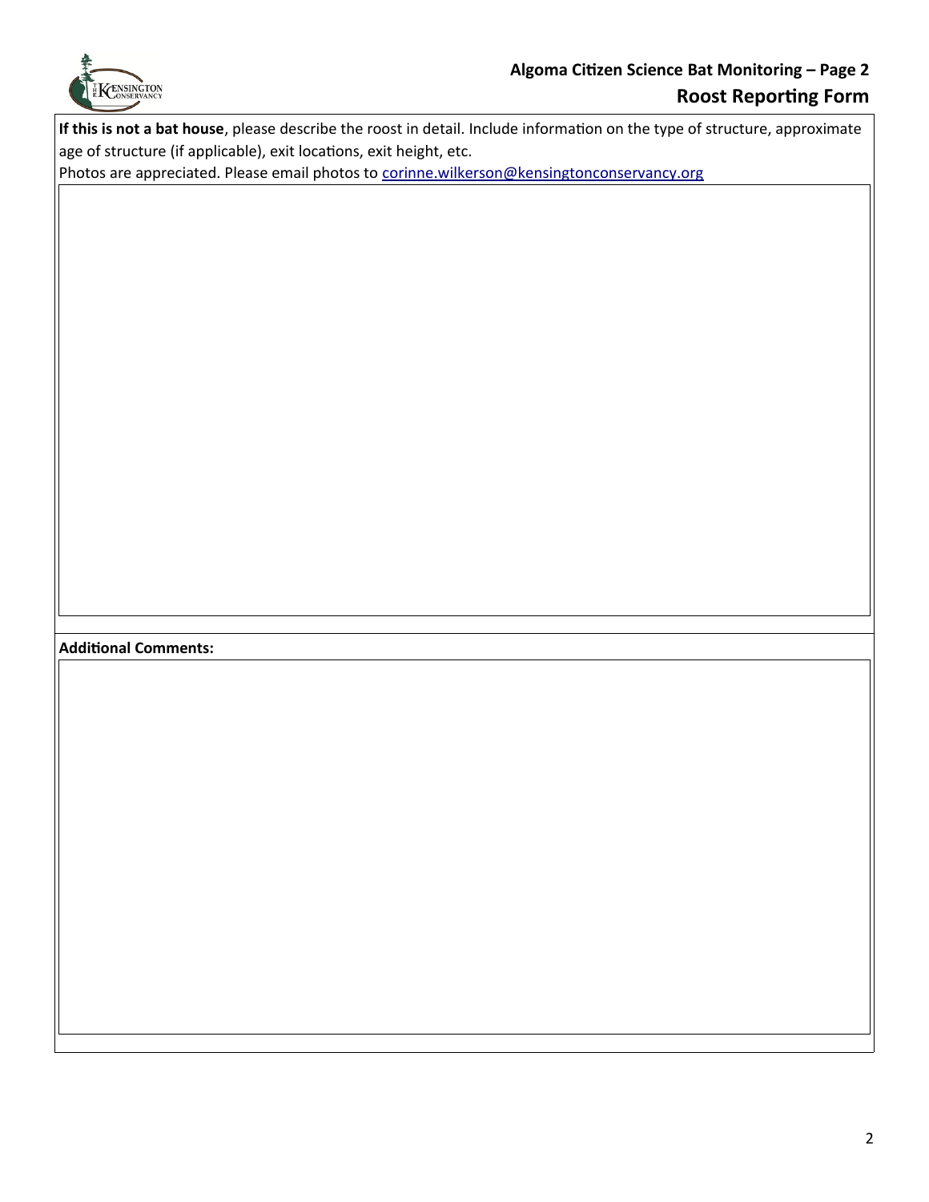## Algoma Citizen Science Bat Monitoring – Page 2

## Roost Reporting Form

**If this is not a bat house**, please describe the roost in detail. Include information on the type of structure, approximate age of structure (if applicable), exit locations, exit height, etc.

Photos are appreciated. Please email photos to corinne.wilkerson@kensingtonconservancy.org

**Additional Comments:**